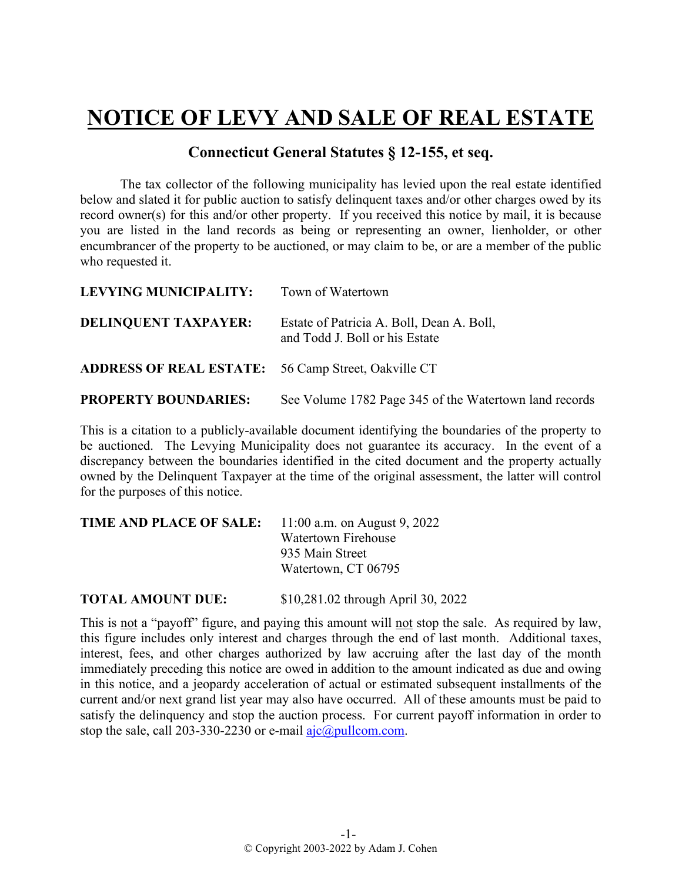# NOTICE OF LEVY AND SALE OF REAL ESTATE

## Connecticut General Statutes § 12-155, et seq.

The tax collector of the following municipality has levied upon the real estate identified below and slated it for public auction to satisfy delinquent taxes and/or other charges owed by its record owner(s) for this and/or other property. If you received this notice by mail, it is because you are listed in the land records as being or representing an owner, lienholder, or other encumbrancer of the property to be auctioned, or may claim to be, or are a member of the public who requested it.

**LEVYING MUNICIPALITY:** Town of Watertown

**DELINQUENT TAXPAYER:** Estate of Patricia A. Boll, Dean A. Boll, and Todd J. Boll or his Estate

**ADDRESS OF REAL ESTATE:** 56 Camp Street, Oakville CT

**PROPERTY BOUNDARIES:** See Volume 1782 Page 345 of the Watertown land records

This is a citation to a publicly-available document identifying the boundaries of the property to be auctioned. The Levying Municipality does not guarantee its accuracy. In the event of a discrepancy between the boundaries identified in the cited document and the property actually owned by the Delinquent Taxpayer at the time of the original assessment, the latter will control for the purposes of this notice.

**TIME AND PLACE OF SALE:** 11:00 a.m. on August 9, 2022
Watertown Firehouse
935 Main Street
Watertown, CT 06795

**TOTAL AMOUNT DUE:** $10,281.02 through April 30, 2022

This is not a "payoff" figure, and paying this amount will not stop the sale. As required by law, this figure includes only interest and charges through the end of last month. Additional taxes, interest, fees, and other charges authorized by law accruing after the last day of the month immediately preceding this notice are owed in addition to the amount indicated as due and owing in this notice, and a jeopardy acceleration of actual or estimated subsequent installments of the current and/or next grand list year may also have occurred. All of these amounts must be paid to satisfy the delinquency and stop the auction process. For current payoff information in order to stop the sale, call 203-330-2230 or e-mail ajc@pullcom.com.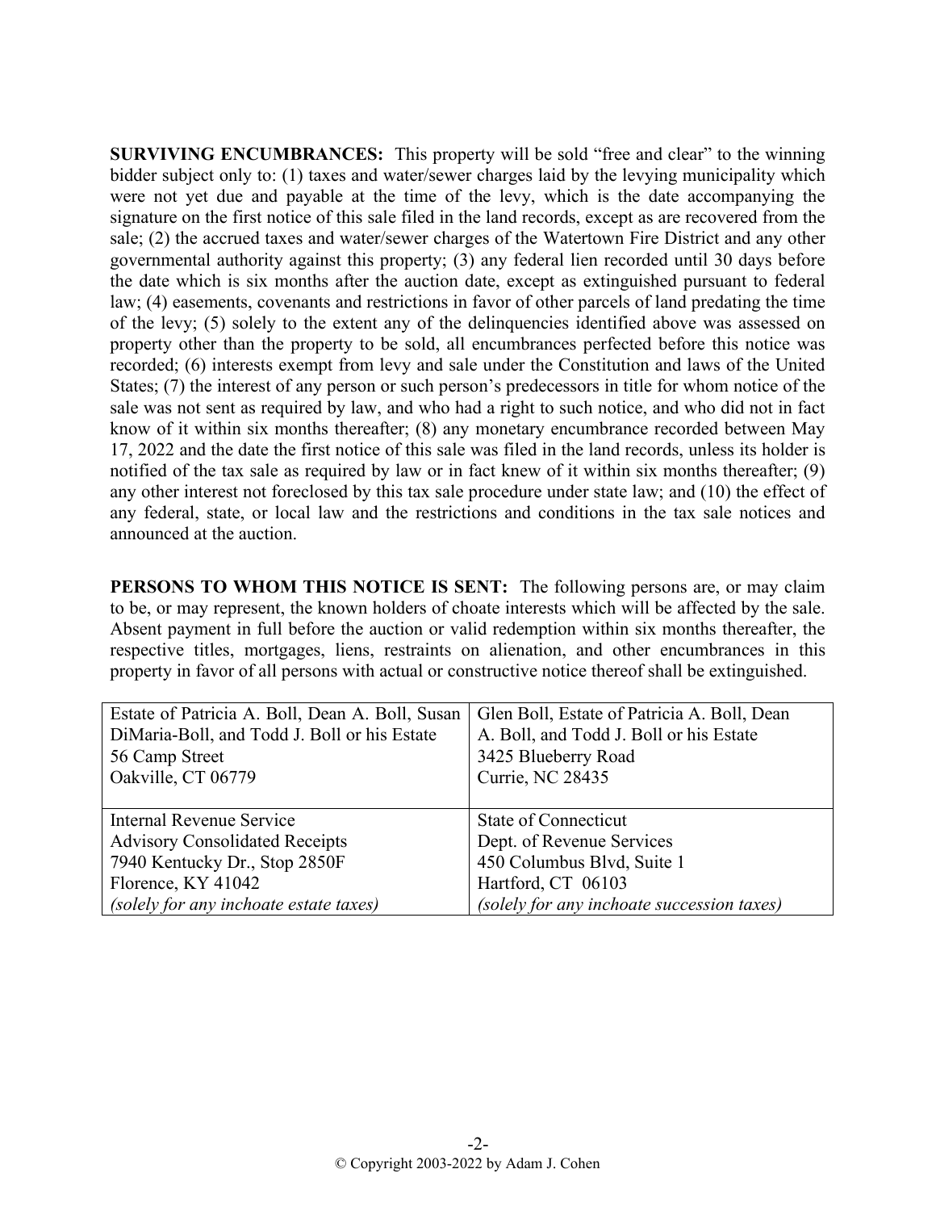**SURVIVING ENCUMBRANCES:** This property will be sold "free and clear" to the winning bidder subject only to: (1) taxes and water/sewer charges laid by the levying municipality which were not yet due and payable at the time of the levy, which is the date accompanying the signature on the first notice of this sale filed in the land records, except as are recovered from the sale; (2) the accrued taxes and water/sewer charges of the Watertown Fire District and any other governmental authority against this property; (3) any federal lien recorded until 30 days before the date which is six months after the auction date, except as extinguished pursuant to federal law; (4) easements, covenants and restrictions in favor of other parcels of land predating the time of the levy; (5) solely to the extent any of the delinquencies identified above was assessed on property other than the property to be sold, all encumbrances perfected before this notice was recorded; (6) interests exempt from levy and sale under the Constitution and laws of the United States; (7) the interest of any person or such person's predecessors in title for whom notice of the sale was not sent as required by law, and who had a right to such notice, and who did not in fact know of it within six months thereafter; (8) any monetary encumbrance recorded between May 17, 2022 and the date the first notice of this sale was filed in the land records, unless its holder is notified of the tax sale as required by law or in fact knew of it within six months thereafter; (9) any other interest not foreclosed by this tax sale procedure under state law; and (10) the effect of any federal, state, or local law and the restrictions and conditions in the tax sale notices and announced at the auction.

**PERSONS TO WHOM THIS NOTICE IS SENT:** The following persons are, or may claim to be, or may represent, the known holders of choate interests which will be affected by the sale. Absent payment in full before the auction or valid redemption within six months thereafter, the respective titles, mortgages, liens, restraints on alienation, and other encumbrances in this property in favor of all persons with actual or constructive notice thereof shall be extinguished.

| | |
|---|---|
| Estate of Patricia A. Boll, Dean A. Boll, Susan DiMaria-Boll, and Todd J. Boll or his Estate<br>56 Camp Street<br>Oakville, CT 06779 | Glen Boll, Estate of Patricia A. Boll, Dean A. Boll, and Todd J. Boll or his Estate<br>3425 Blueberry Road<br>Currie, NC 28435 |
| Internal Revenue Service<br>Advisory Consolidated Receipts<br>7940 Kentucky Dr., Stop 2850F<br>Florence, KY 41042<br>*(solely for any inchoate estate taxes)* | State of Connecticut<br>Dept. of Revenue Services<br>450 Columbus Blvd, Suite 1<br>Hartford, CT 06103<br>*(solely for any inchoate succession taxes)* |

© Copyright 2003-2022 by Adam J. Cohen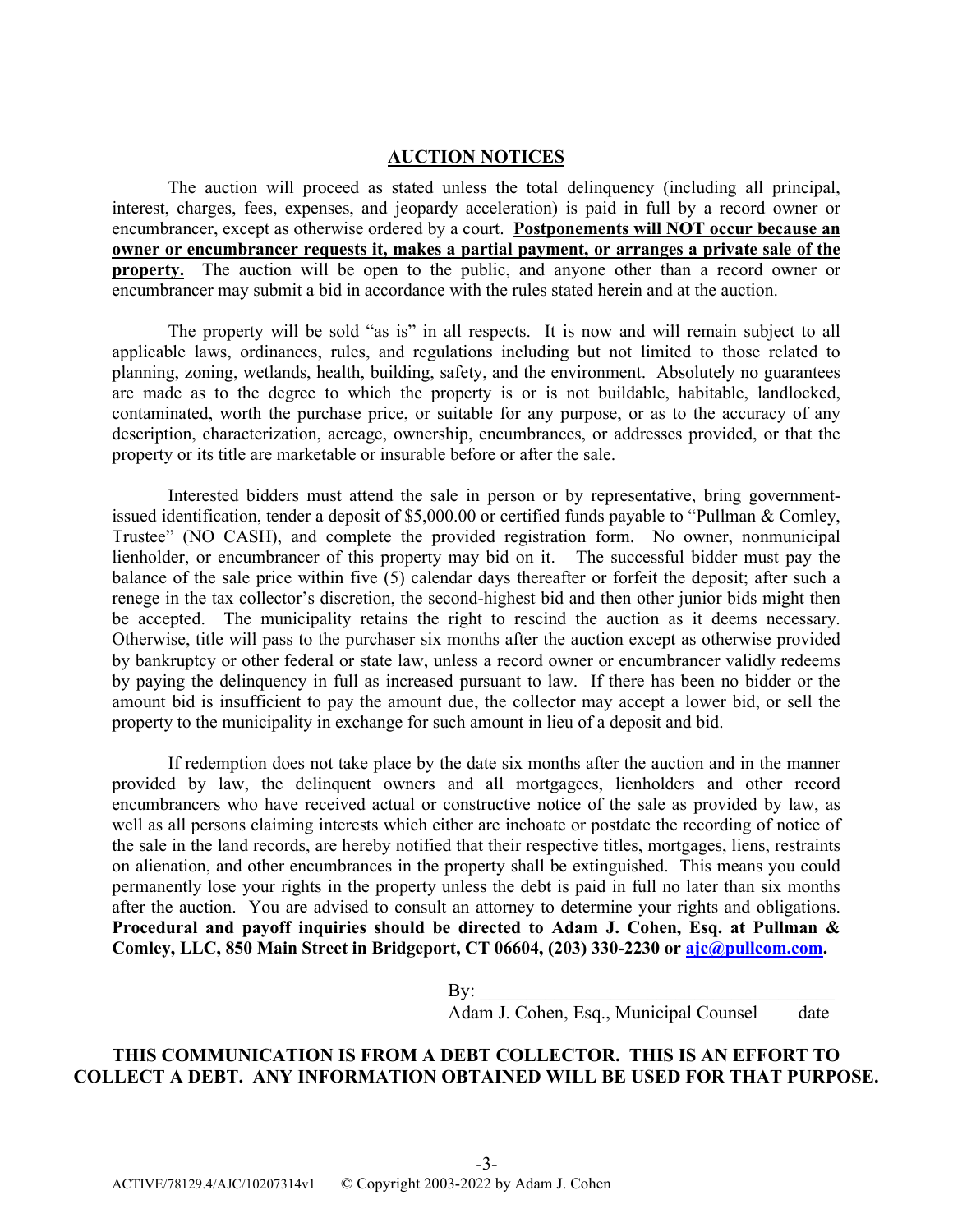## AUCTION NOTICES

The auction will proceed as stated unless the total delinquency (including all principal, interest, charges, fees, expenses, and jeopardy acceleration) is paid in full by a record owner or encumbrancer, except as otherwise ordered by a court. **Postponements will NOT occur because an owner or encumbrancer requests it, makes a partial payment, or arranges a private sale of the property.** The auction will be open to the public, and anyone other than a record owner or encumbrancer may submit a bid in accordance with the rules stated herein and at the auction.

The property will be sold "as is" in all respects. It is now and will remain subject to all applicable laws, ordinances, rules, and regulations including but not limited to those related to planning, zoning, wetlands, health, building, safety, and the environment. Absolutely no guarantees are made as to the degree to which the property is or is not buildable, habitable, landlocked, contaminated, worth the purchase price, or suitable for any purpose, or as to the accuracy of any description, characterization, acreage, ownership, encumbrances, or addresses provided, or that the property or its title are marketable or insurable before or after the sale.

Interested bidders must attend the sale in person or by representative, bring government-issued identification, tender a deposit of $5,000.00 or certified funds payable to "Pullman & Comley, Trustee" (NO CASH), and complete the provided registration form. No owner, nonmunicipal lienholder, or encumbrancer of this property may bid on it. The successful bidder must pay the balance of the sale price within five (5) calendar days thereafter or forfeit the deposit; after such a renege in the tax collector's discretion, the second-highest bid and then other junior bids might then be accepted. The municipality retains the right to rescind the auction as it deems necessary. Otherwise, title will pass to the purchaser six months after the auction except as otherwise provided by bankruptcy or other federal or state law, unless a record owner or encumbrancer validly redeems by paying the delinquency in full as increased pursuant to law. If there has been no bidder or the amount bid is insufficient to pay the amount due, the collector may accept a lower bid, or sell the property to the municipality in exchange for such amount in lieu of a deposit and bid.

If redemption does not take place by the date six months after the auction and in the manner provided by law, the delinquent owners and all mortgagees, lienholders and other record encumbrancers who have received actual or constructive notice of the sale as provided by law, as well as all persons claiming interests which either are inchoate or postdate the recording of notice of the sale in the land records, are hereby notified that their respective titles, mortgages, liens, restraints on alienation, and other encumbrances in the property shall be extinguished. This means you could permanently lose your rights in the property unless the debt is paid in full no later than six months after the auction. You are advised to consult an attorney to determine your rights and obligations. **Procedural and payoff inquiries should be directed to Adam J. Cohen, Esq. at Pullman & Comley, LLC, 850 Main Street in Bridgeport, CT 06604, (203) 330-2230 or ajc@pullcom.com.**

By: ____________________________________

Adam J. Cohen, Esq., Municipal Counsel date

**THIS COMMUNICATION IS FROM A DEBT COLLECTOR. THIS IS AN EFFORT TO COLLECT A DEBT. ANY INFORMATION OBTAINED WILL BE USED FOR THAT PURPOSE.**

ACTIVE/78129.4/AJC/10207314v1 © Copyright 2003-2022 by Adam J. Cohen